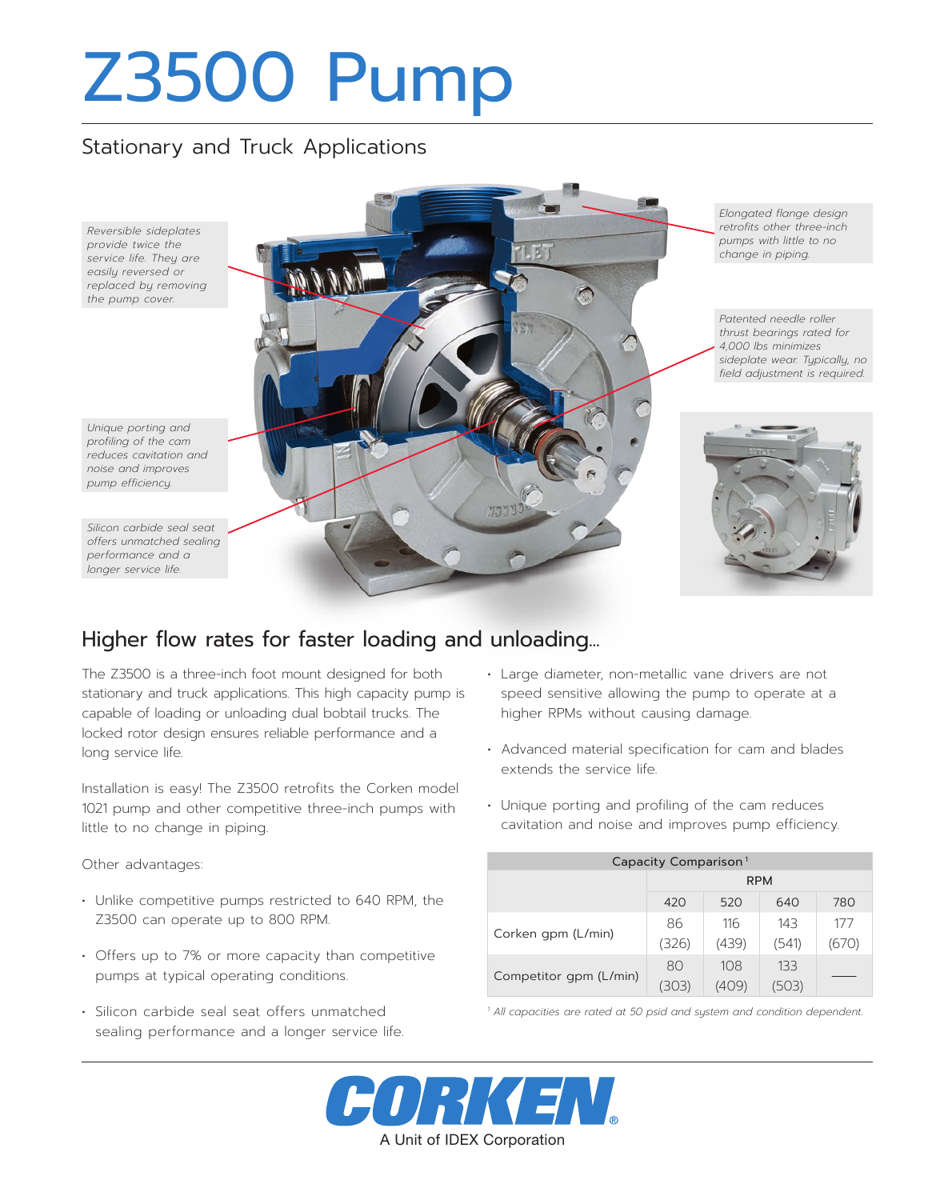# Z3500 Pump

## Stationary and Truck Applications

*Reversible sideplates provide twice the service life. They are easily reversed or replaced by removing the pump cover.*

*Unique porting and profiling of the cam reduces cavitation and noise and improves pump efficiency.*

*Silicon carbide seal seat offers unmatched sealing performance and a longer service life.*

*Elongated flange design retrofits other three-inch pumps with little to no change in piping.*

*Patented needle roller thrust bearings rated for 4,000 lbs minimizes sideplate wear. Typically, no field adjustment is required.*

## Higher flow rates for faster loading and unloading...

The Z3500 is a three-inch foot mount designed for both stationary and truck applications. This high capacity pump is capable of loading or unloading dual bobtail trucks. The locked rotor design ensures reliable performance and a long service life.

Installation is easy! The Z3500 retrofits the Corken model 1021 pump and other competitive three-inch pumps with little to no change in piping.

Other advantages:

- Unlike competitive pumps restricted to 640 RPM, the Z3500 can operate up to 800 RPM.
- Offers up to 7% or more capacity than competitive pumps at typical operating conditions.
- Silicon carbide seal seat offers unmatched sealing performance and a longer service life.
- Large diameter, non-metallic vane drivers are not speed sensitive allowing the pump to operate at a higher RPMs without causing damage.
- Advanced material specification for cam and blades extends the service life.
- Unique porting and profiling of the cam reduces cavitation and noise and improves pump efficiency.

| Capacity Comparison[1] | | | | |
|---|---|---|---|---|
| | RPM | | | |
| | 420 | 520 | 640 | 780 |
| Corken gpm (L/min) | 86 (326) | 116 (439) | 143 (541) | 177 (670) |
| Competitor gpm (L/min) | 80 (303) | 108 (409) | 133 (503) | — |

*[1] All capacities are rated at 50 psid and system and condition dependent.*

**CORKEN®**
A Unit of IDEX Corporation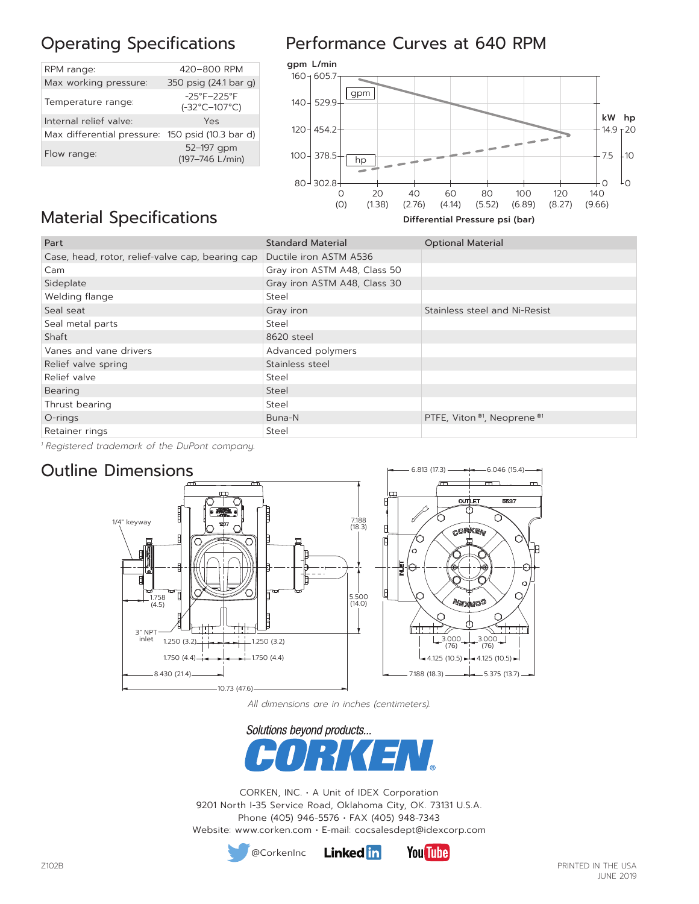## Operating Specifications

| | |
|---|---|
| RPM range: | 420–800 RPM |
| Max working pressure: | 350 psig (24.1 bar g) |
| Temperature range: | -25°F–225°F (-32°C–107°C) |
| Internal relief valve: | Yes |
| Max differential pressure: | 150 psid (10.3 bar d) |
| Flow range: | 52–197 gpm (197–746 L/min) |

## Performance Curves at 640 RPM

gpm L/min

160 605.7

140 529.9

120 454.2

100 378.5

80 302.8

gpm

hp

kW hp

14.9 20

7.5 10

0 0

0 (0) 20 (1.38) 40 (2.76) 60 (4.14) 80 (5.52) 100 (6.89) 120 (8.27) 140 (9.66)

**Differential Pressure psi (bar)**

## Material Specifications

| Part | Standard Material | Optional Material |
|---|---|---|
| Case, head, rotor, relief-valve cap, bearing cap | Ductile iron ASTM A536 | |
| Cam | Gray iron ASTM A48, Class 50 | |
| Sideplate | Gray iron ASTM A48, Class 30 | |
| Welding flange | Steel | |
| Seal seat | Gray iron | Stainless steel and Ni-Resist |
| Seal metal parts | Steel | |
| Shaft | 8620 steel | |
| Vanes and vane drivers | Advanced polymers | |
| Relief valve spring | Stainless steel | |
| Relief valve | Steel | |
| Bearing | Steel | |
| Thrust bearing | Steel | |
| O-rings | Buna-N | PTFE, Viton ®[1], Neoprene ®[1] |
| Retainer rings | Steel | |

*[1] Registered trademark of the DuPont company.*

## Outline Dimensions

1/4" keyway

7.188 (18.3)

5.500 (14.0)

1.758 (4.5)

3" NPT inlet

1.250 (3.2)

1.250 (3.2)

1.750 (4.4)

1.750 (4.4)

8.430 (21.4)

10.73 (47.6)

6.813 (17.3)

6.046 (15.4)

OUTLET

INLET

3.000 (76)

3.000 (76)

4.125 (10.5)

4.125 (10.5)

7.188 (18.3)

5.375 (13.7)

*All dimensions are in inches (centimeters).*

*Solutions beyond products...*

**CORKEN**

CORKEN, INC. • A Unit of IDEX Corporation
9201 North I-35 Service Road, Oklahoma City, OK. 73131 U.S.A.
Phone (405) 946-5576 • FAX (405) 948-7343
Website: www.corken.com • E-mail: cocsalesdept@idexcorp.com

@CorkenInc LinkedIn YouTube

Z102B

PRINTED IN THE USA
JUNE 2019